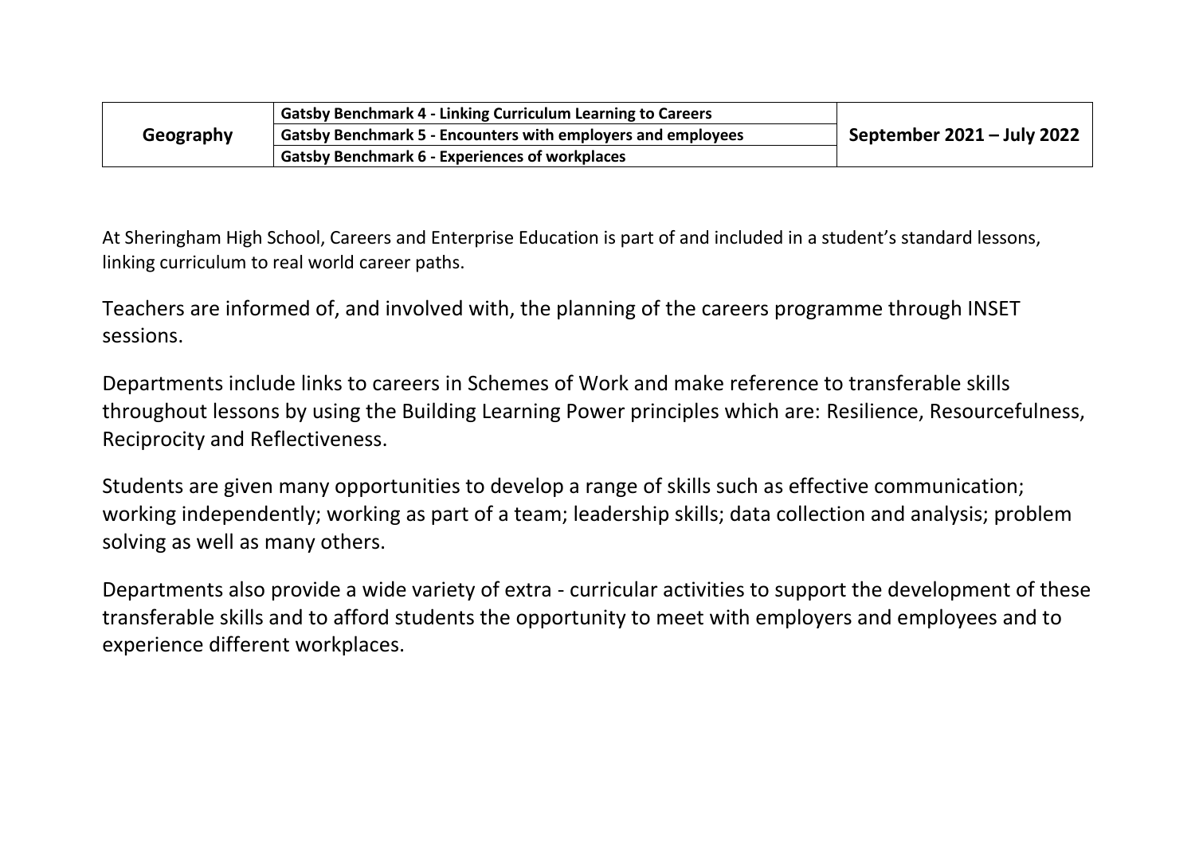| Geography | Gatsby Benchmark 4 - Linking Curriculum Learning to Careers | September 2021 – July 2022 |
|---|---|---|
| | Gatsby Benchmark 5 - Encounters with employers and employees | |
| | Gatsby Benchmark 6 - Experiences of workplaces | |

At Sheringham High School, Careers and Enterprise Education is part of and included in a student's standard lessons, linking curriculum to real world career paths.

Teachers are informed of, and involved with, the planning of the careers programme through INSET sessions.

Departments include links to careers in Schemes of Work and make reference to transferable skills throughout lessons by using the Building Learning Power principles which are: Resilience, Resourcefulness, Reciprocity and Reflectiveness.

Students are given many opportunities to develop a range of skills such as effective communication; working independently; working as part of a team; leadership skills; data collection and analysis; problem solving as well as many others.

Departments also provide a wide variety of extra - curricular activities to support the development of these transferable skills and to afford students the opportunity to meet with employers and employees and to experience different workplaces.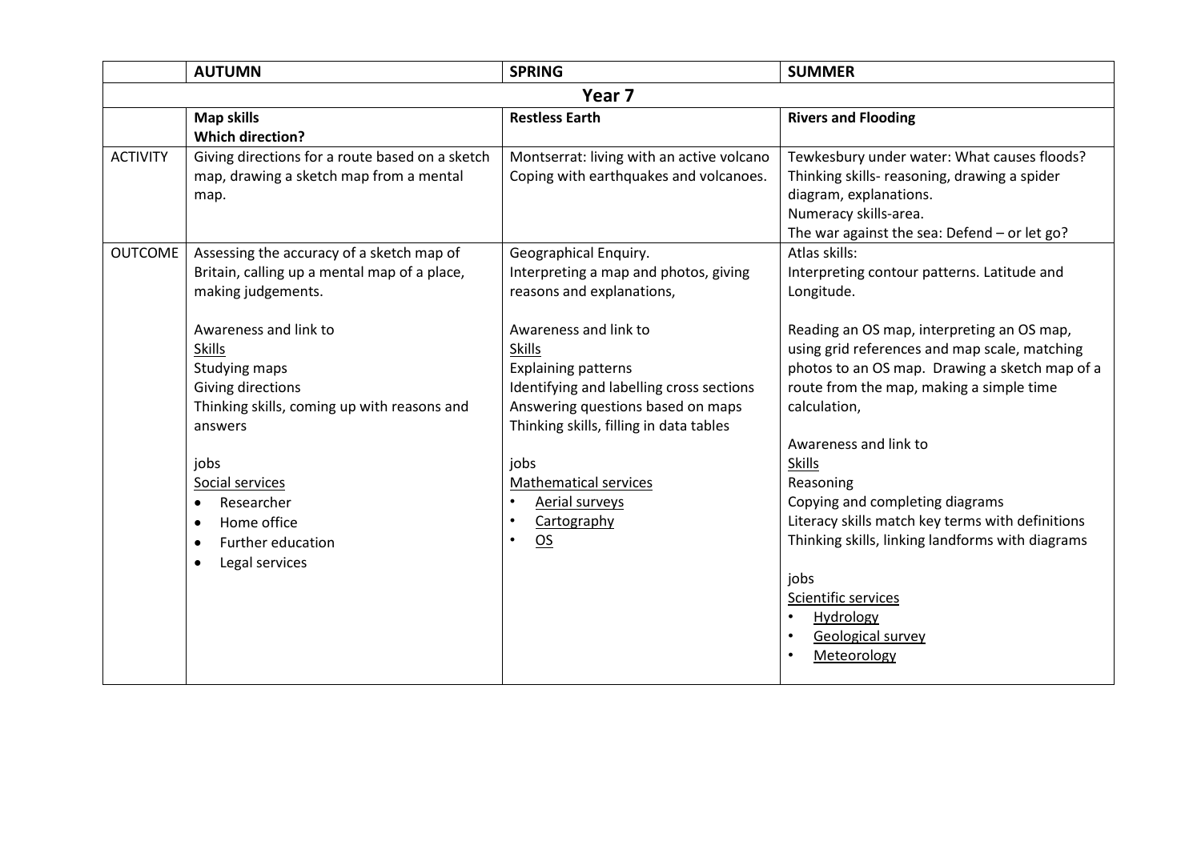| | AUTUMN | SPRING | SUMMER |
|---|---|---|---|
| **Year 7** | | | |
| | **Map skills**<br>**Which direction?** | **Restless Earth** | **Rivers and Flooding** |
| ACTIVITY | Giving directions for a route based on a sketch map, drawing a sketch map from a mental map. | Montserrat: living with an active volcano<br>Coping with earthquakes and volcanoes. | Tewkesbury under water: What causes floods?<br>Thinking skills- reasoning, drawing a spider diagram, explanations.<br>Numeracy skills-area.<br>The war against the sea: Defend – or let go? |
| OUTCOME | Assessing the accuracy of a sketch map of Britain, calling up a mental map of a place, making judgements.<br><br>Awareness and link to<br><u>Skills</u><br>Studying maps<br>Giving directions<br>Thinking skills, coming up with reasons and answers<br><br>jobs<br><u>Social services</u><br>• Researcher<br>• Home office<br>• Further education<br>• Legal services | Geographical Enquiry.<br>Interpreting a map and photos, giving reasons and explanations,<br><br>Awareness and link to<br><u>Skills</u><br>Explaining patterns<br>Identifying and labelling cross sections<br>Answering questions based on maps<br>Thinking skills, filling in data tables<br><br>jobs<br><u>Mathematical services</u><br>• <u>Aerial surveys</u><br>• <u>Cartography</u><br>• <u>OS</u> | Atlas skills:<br>Interpreting contour patterns. Latitude and Longitude.<br><br>Reading an OS map, interpreting an OS map, using grid references and map scale, matching photos to an OS map. Drawing a sketch map of a route from the map, making a simple time calculation,<br><br>Awareness and link to<br><u>Skills</u><br>Reasoning<br>Copying and completing diagrams<br>Literacy skills match key terms with definitions<br>Thinking skills, linking landforms with diagrams<br><br>jobs<br><u>Scientific services</u><br>• <u>Hydrology</u><br>• <u>Geological survey</u><br>• <u>Meteorology</u> |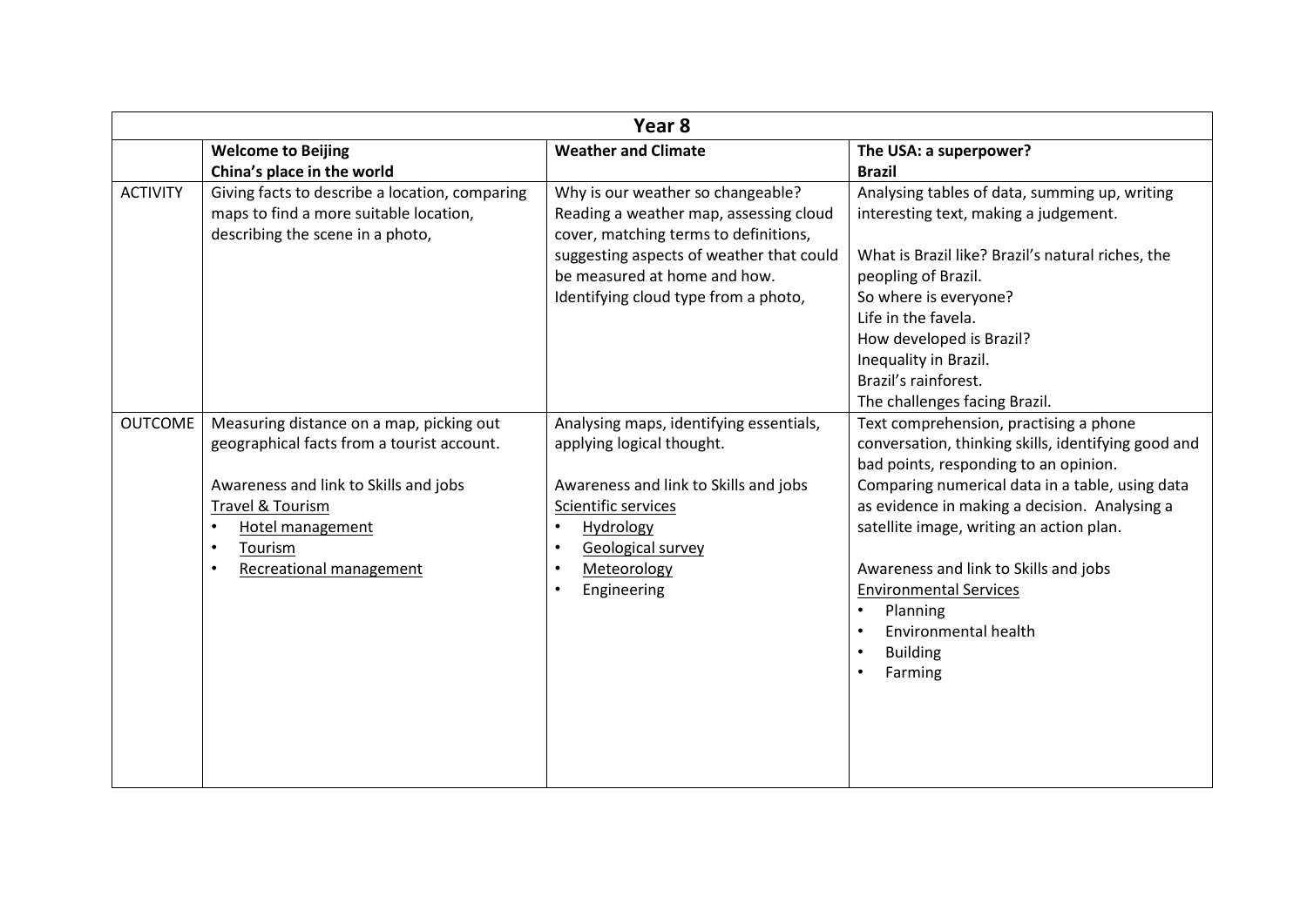| Year 8 | | | |
|---|---|---|---|
| | **Welcome to Beijing**<br>**China's place in the world** | **Weather and Climate** | **The USA: a superpower?**<br>**Brazil** |
| ACTIVITY | Giving facts to describe a location, comparing maps to find a more suitable location, describing the scene in a photo, | Why is our weather so changeable? Reading a weather map, assessing cloud cover, matching terms to definitions, suggesting aspects of weather that could be measured at home and how. Identifying cloud type from a photo, | Analysing tables of data, summing up, writing interesting text, making a judgement.<br><br>What is Brazil like? Brazil's natural riches, the peopling of Brazil.<br>So where is everyone?<br>Life in the favela.<br>How developed is Brazil?<br>Inequality in Brazil.<br>Brazil's rainforest.<br>The challenges facing Brazil. |
| OUTCOME | Measuring distance on a map, picking out geographical facts from a tourist account.<br><br>Awareness and link to Skills and jobs<br>Travel & Tourism<br>• Hotel management<br>• Tourism<br>• Recreational management | Analysing maps, identifying essentials, applying logical thought.<br><br>Awareness and link to Skills and jobs<br>Scientific services<br>• Hydrology<br>• Geological survey<br>• Meteorology<br>• Engineering | Text comprehension, practising a phone conversation, thinking skills, identifying good and bad points, responding to an opinion.<br>Comparing numerical data in a table, using data as evidence in making a decision. Analysing a satellite image, writing an action plan.<br><br>Awareness and link to Skills and jobs<br>Environmental Services<br>• Planning<br>• Environmental health<br>• Building<br>• Farming |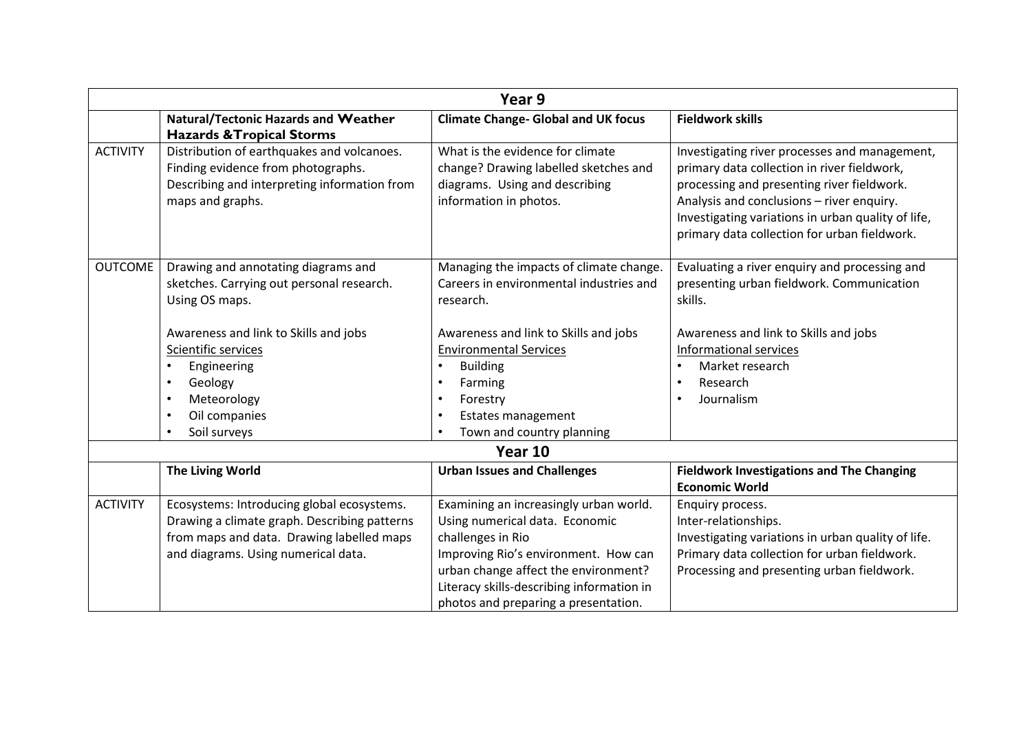| Year 9 | | | |
|---|---|---|---|
| | **Natural/Tectonic Hazards and Weather Hazards &Tropical Storms** | **Climate Change- Global and UK focus** | **Fieldwork skills** |
| ACTIVITY | Distribution of earthquakes and volcanoes. Finding evidence from photographs. Describing and interpreting information from maps and graphs. | What is the evidence for climate change? Drawing labelled sketches and diagrams. Using and describing information in photos. | Investigating river processes and management, primary data collection in river fieldwork, processing and presenting river fieldwork. Analysis and conclusions – river enquiry. Investigating variations in urban quality of life, primary data collection for urban fieldwork. |
| OUTCOME | Drawing and annotating diagrams and sketches. Carrying out personal research. Using OS maps.<br><br>Awareness and link to Skills and jobs<br>Scientific services<br>• Engineering<br>• Geology<br>• Meteorology<br>• Oil companies<br>• Soil surveys | Managing the impacts of climate change. Careers in environmental industries and research.<br><br>Awareness and link to Skills and jobs<br>Environmental Services<br>• Building<br>• Farming<br>• Forestry<br>• Estates management<br>• Town and country planning | Evaluating a river enquiry and processing and presenting urban fieldwork. Communication skills.<br><br>Awareness and link to Skills and jobs<br>Informational services<br>• Market research<br>• Research<br>• Journalism |
| **Year 10** | | | |
| | **The Living World** | **Urban Issues and Challenges** | **Fieldwork Investigations and The Changing Economic World** |
| ACTIVITY | Ecosystems: Introducing global ecosystems. Drawing a climate graph. Describing patterns from maps and data. Drawing labelled maps and diagrams. Using numerical data. | Examining an increasingly urban world. Using numerical data. Economic challenges in Rio<br>Improving Rio's environment. How can urban change affect the environment? Literacy skills-describing information in photos and preparing a presentation. | Enquiry process.<br>Inter-relationships.<br>Investigating variations in urban quality of life.<br>Primary data collection for urban fieldwork.<br>Processing and presenting urban fieldwork. |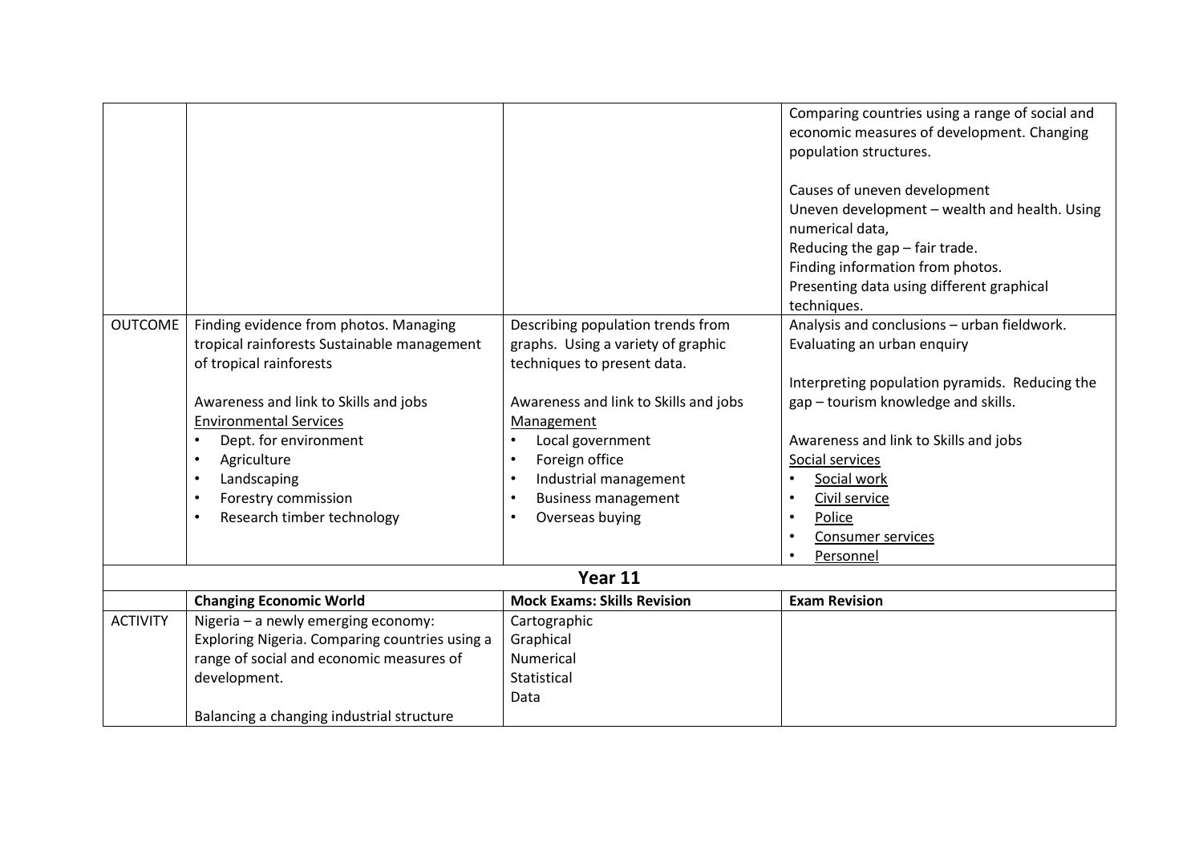| | | | |
|---|---|---|---|
| | | | Comparing countries using a range of social and economic measures of development. Changing population structures.<br><br>Causes of uneven development<br>Uneven development – wealth and health. Using numerical data,<br>Reducing the gap – fair trade.<br>Finding information from photos.<br>Presenting data using different graphical techniques. |
| OUTCOME | Finding evidence from photos. Managing tropical rainforests Sustainable management of tropical rainforests<br><br>Awareness and link to Skills and jobs<br>Environmental Services<br>• Dept. for environment<br>• Agriculture<br>• Landscaping<br>• Forestry commission<br>• Research timber technology | Describing population trends from graphs. Using a variety of graphic techniques to present data.<br><br>Awareness and link to Skills and jobs<br>Management<br>• Local government<br>• Foreign office<br>• Industrial management<br>• Business management<br>• Overseas buying | Analysis and conclusions – urban fieldwork. Evaluating an urban enquiry<br><br>Interpreting population pyramids. Reducing the gap – tourism knowledge and skills.<br><br>Awareness and link to Skills and jobs<br>Social services<br>• Social work<br>• Civil service<br>• Police<br>• Consumer services<br>• Personnel |
| **Year 11** | | | |
| | **Changing Economic World** | **Mock Exams: Skills Revision** | **Exam Revision** |
| ACTIVITY | Nigeria – a newly emerging economy: Exploring Nigeria. Comparing countries using a range of social and economic measures of development.<br><br>Balancing a changing industrial structure | Cartographic<br>Graphical<br>Numerical<br>Statistical<br>Data | |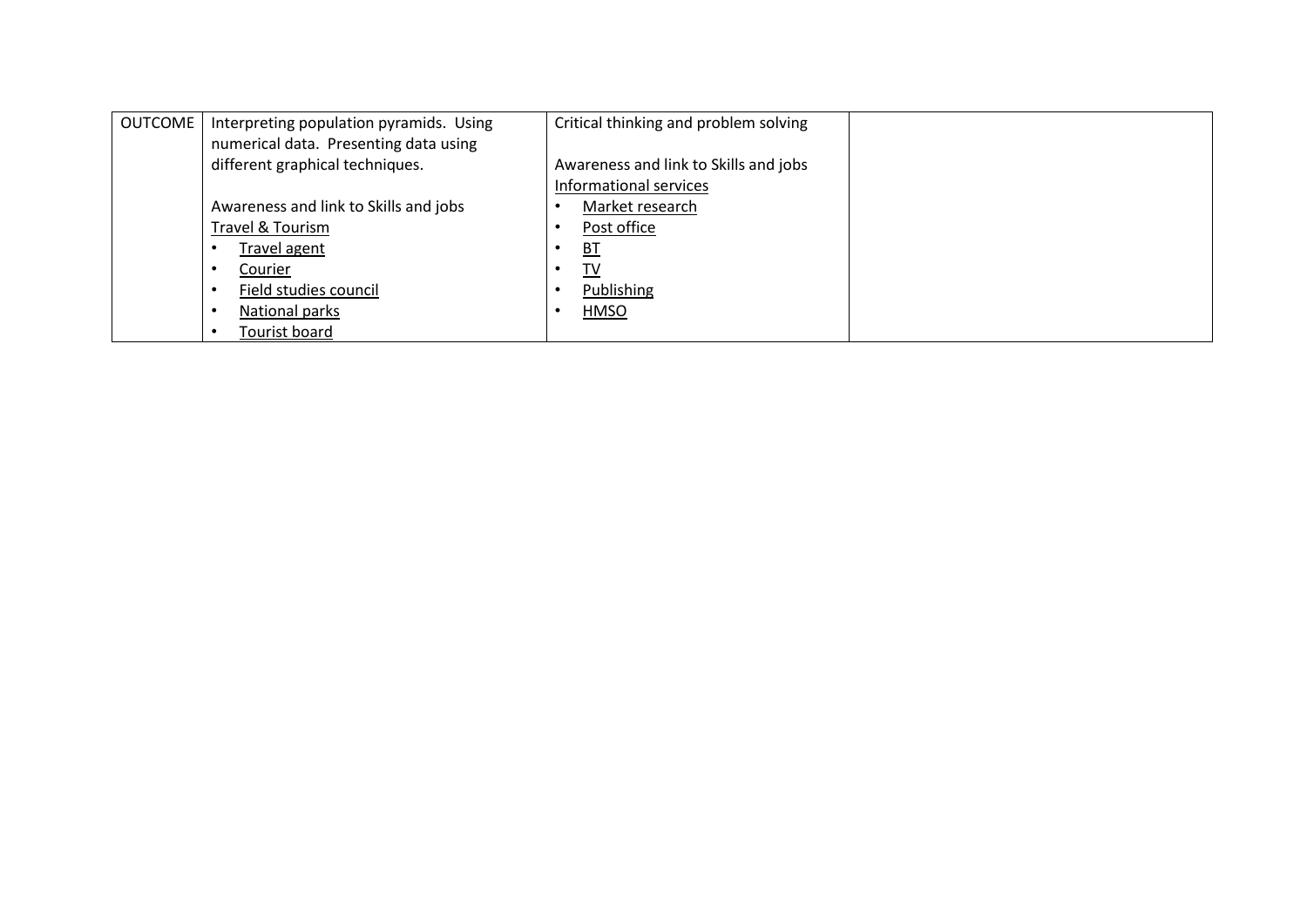| OUTCOME | Interpreting population pyramids. Using numerical data. Presenting data using different graphical techniques.<br><br>Awareness and link to Skills and jobs<br><u>Travel & Tourism</u><br>• <u>Travel agent</u><br>• <u>Courier</u><br>• <u>Field studies council</u><br>• <u>National parks</u><br>• <u>Tourist board</u> | Critical thinking and problem solving<br><br>Awareness and link to Skills and jobs<br><u>Informational services</u><br>• <u>Market research</u><br>• <u>Post office</u><br>• <u>BT</u><br>• <u>TV</u><br>• <u>Publishing</u><br>• <u>HMSO</u> | |
|---|---|---|---|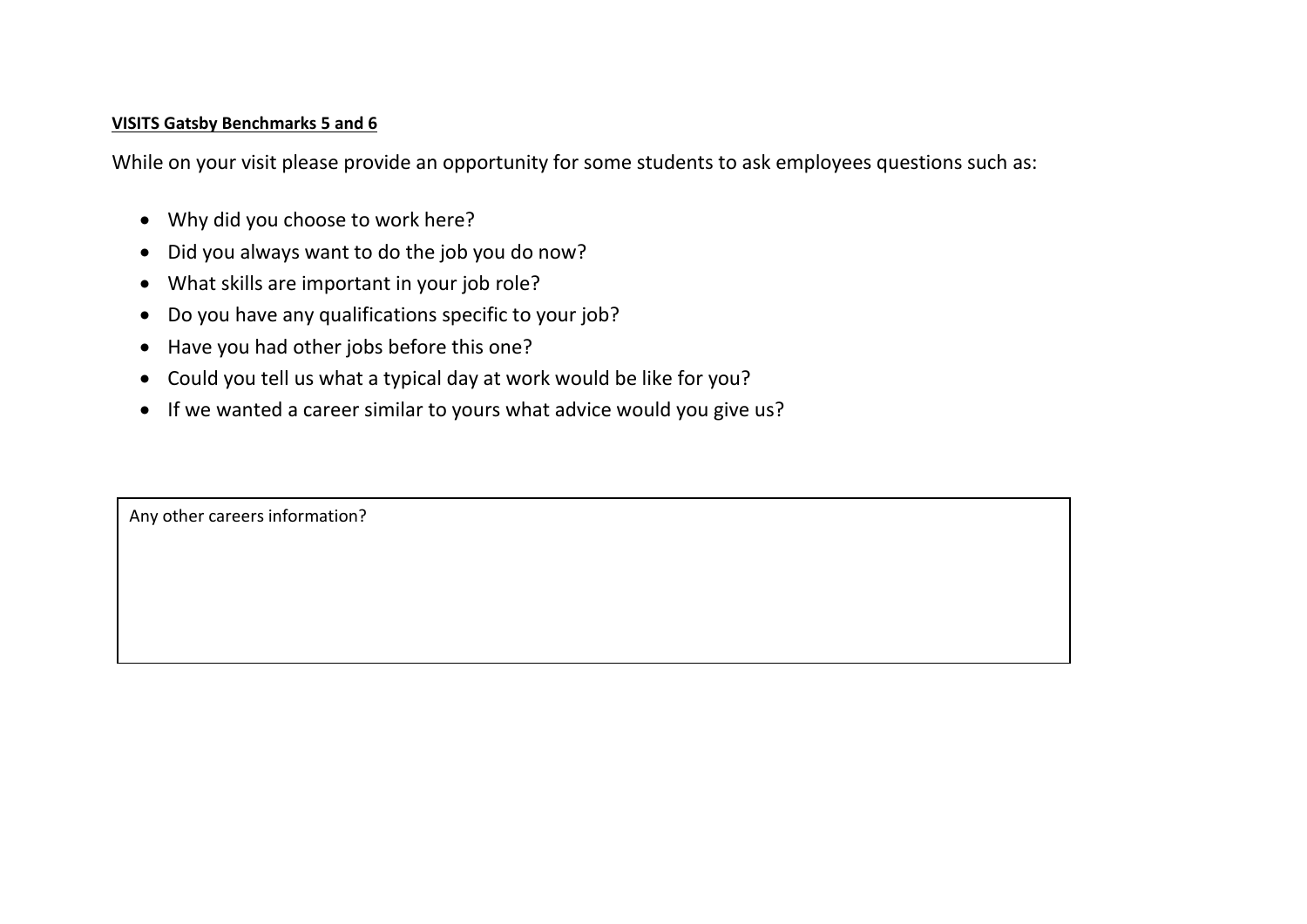**VISITS Gatsby Benchmarks 5 and 6**

While on your visit please provide an opportunity for some students to ask employees questions such as:

- Why did you choose to work here?
- Did you always want to do the job you do now?
- What skills are important in your job role?
- Do you have any qualifications specific to your job?
- Have you had other jobs before this one?
- Could you tell us what a typical day at work would be like for you?
- If we wanted a career similar to yours what advice would you give us?

| |
|---|
| Any other careers information? |